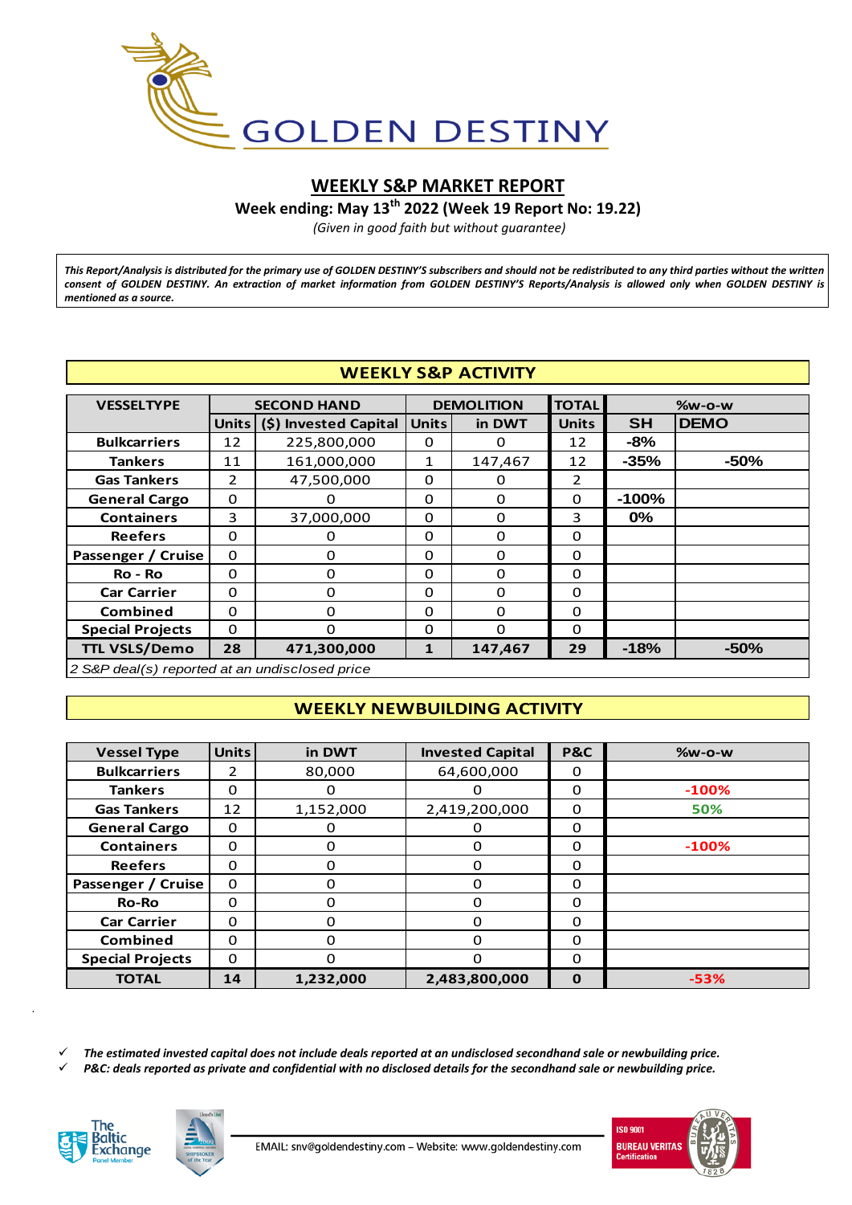# GOLDEN DESTINY

## WEEKLY S&P MARKET REPORT

**Week ending: May 13th 2022 (Week 19 Report No: 19.22)**

*(Given in good faith but without guarantee)*

***This Report/Analysis is distributed for the primary use of GOLDEN DESTINY'S subscribers and should not be redistributed to any third parties without the written consent of GOLDEN DESTINY. An extraction of market information from GOLDEN DESTINY'S Reports/Analysis is allowed only when GOLDEN DESTINY is mentioned as a source.***

### WEEKLY S&P ACTIVITY

| VESSELTYPE | SECOND HAND | | DEMOLITION | | TOTAL | %w-o-w | |
|---|---|---|---|---|---|---|---|
| | Units | ($) Invested Capital | Units | in DWT | Units | SH | DEMO |
| Bulkcarriers | 12 | 225,800,000 | 0 | 0 | 12 | -8% | |
| Tankers | 11 | 161,000,000 | 1 | 147,467 | 12 | -35% | -50% |
| Gas Tankers | 2 | 47,500,000 | 0 | 0 | 2 | | |
| General Cargo | 0 | 0 | 0 | 0 | 0 | -100% | |
| Containers | 3 | 37,000,000 | 0 | 0 | 3 | 0% | |
| Reefers | 0 | 0 | 0 | 0 | 0 | | |
| Passenger / Cruise | 0 | 0 | 0 | 0 | 0 | | |
| Ro - Ro | 0 | 0 | 0 | 0 | 0 | | |
| Car Carrier | 0 | 0 | 0 | 0 | 0 | | |
| Combined | 0 | 0 | 0 | 0 | 0 | | |
| Special Projects | 0 | 0 | 0 | 0 | 0 | | |
| **TTL VSLS/Demo** | **28** | **471,300,000** | **1** | **147,467** | **29** | **-18%** | **-50%** |

*2 S&P deal(s) reported at an undisclosed price*

### WEEKLY NEWBUILDING ACTIVITY

| Vessel Type | Units | in DWT | Invested Capital | P&C | %w-o-w |
|---|---|---|---|---|---|
| Bulkcarriers | 2 | 80,000 | 64,600,000 | 0 | |
| Tankers | 0 | 0 | 0 | 0 | -100% |
| Gas Tankers | 12 | 1,152,000 | 2,419,200,000 | 0 | 50% |
| General Cargo | 0 | 0 | 0 | 0 | |
| Containers | 0 | 0 | 0 | 0 | -100% |
| Reefers | 0 | 0 | 0 | 0 | |
| Passenger / Cruise | 0 | 0 | 0 | 0 | |
| Ro-Ro | 0 | 0 | 0 | 0 | |
| Car Carrier | 0 | 0 | 0 | 0 | |
| Combined | 0 | 0 | 0 | 0 | |
| Special Projects | 0 | 0 | 0 | 0 | |
| **TOTAL** | **14** | **1,232,000** | **2,483,800,000** | **0** | **-53%** |

- ✓ ***The estimated invested capital does not include deals reported at an undisclosed secondhand sale or newbuilding price.***
- ✓ ***P&C: deals reported as private and confidential with no disclosed details for the secondhand sale or newbuilding price.***

EMAIL: snv@goldendestiny.com – Website: www.goldendestiny.com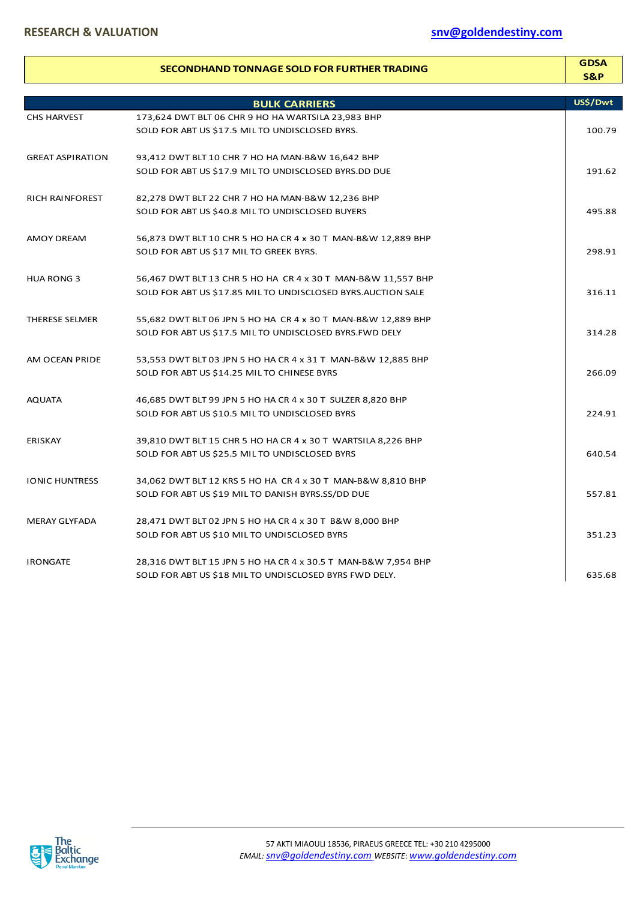RESEARCH & VALUATION snv@goldendestiny.com

| SECONDHAND TONNAGE SOLD FOR FURTHER TRADING | | GDSA S&P |
|---|---|---|
| **BULK CARRIERS** | | **US$/Dwt** |
| CHS HARVEST | 173,624 DWT BLT 06 CHR 9 HO HA WARTSILA 23,983 BHP<br>SOLD FOR ABT US $17.5 MIL TO UNDISCLOSED BYRS. | 100.79 |
| GREAT ASPIRATION | 93,412 DWT BLT 10 CHR 7 HO HA MAN-B&W 16,642 BHP<br>SOLD FOR ABT US $17.9 MIL TO UNDISCLOSED BYRS.DD DUE | 191.62 |
| RICH RAINFOREST | 82,278 DWT BLT 22 CHR 7 HO HA MAN-B&W 12,236 BHP<br>SOLD FOR ABT US $40.8 MIL TO UNDISCLOSED BUYERS | 495.88 |
| AMOY DREAM | 56,873 DWT BLT 10 CHR 5 HO HA CR 4 x 30 T MAN-B&W 12,889 BHP<br>SOLD FOR ABT US $17 MIL TO GREEK BYRS. | 298.91 |
| HUA RONG 3 | 56,467 DWT BLT 13 CHR 5 HO HA CR 4 x 30 T MAN-B&W 11,557 BHP<br>SOLD FOR ABT US $17.85 MIL TO UNDISCLOSED BYRS.AUCTION SALE | 316.11 |
| THERESE SELMER | 55,682 DWT BLT 06 JPN 5 HO HA CR 4 x 30 T MAN-B&W 12,889 BHP<br>SOLD FOR ABT US $17.5 MIL TO UNDISCLOSED BYRS.FWD DELY | 314.28 |
| AM OCEAN PRIDE | 53,553 DWT BLT 03 JPN 5 HO HA CR 4 x 31 T MAN-B&W 12,885 BHP<br>SOLD FOR ABT US $14.25 MIL TO CHINESE BYRS | 266.09 |
| AQUATA | 46,685 DWT BLT 99 JPN 5 HO HA CR 4 x 30 T SULZER 8,820 BHP<br>SOLD FOR ABT US $10.5 MIL TO UNDISCLOSED BYRS | 224.91 |
| ERISKAY | 39,810 DWT BLT 15 CHR 5 HO HA CR 4 x 30 T WARTSILA 8,226 BHP<br>SOLD FOR ABT US $25.5 MIL TO UNDISCLOSED BYRS | 640.54 |
| IONIC HUNTRESS | 34,062 DWT BLT 12 KRS 5 HO HA CR 4 x 30 T MAN-B&W 8,810 BHP<br>SOLD FOR ABT US $19 MIL TO DANISH BYRS.SS/DD DUE | 557.81 |
| MERAY GLYFADA | 28,471 DWT BLT 02 JPN 5 HO HA CR 4 x 30 T B&W 8,000 BHP<br>SOLD FOR ABT US $10 MIL TO UNDISCLOSED BYRS | 351.23 |
| IRONGATE | 28,316 DWT BLT 15 JPN 5 HO HA CR 4 x 30.5 T MAN-B&W 7,954 BHP<br>SOLD FOR ABT US $18 MIL TO UNDISCLOSED BYRS FWD DELY. | 635.68 |

The Baltic Exchange Panel Member

57 AKTI MIAOULI 18536, PIRAEUS GREECE TEL: +30 210 4295000
*EMAIL: snv@goldendestiny.com WEBSITE: www.goldendestiny.com*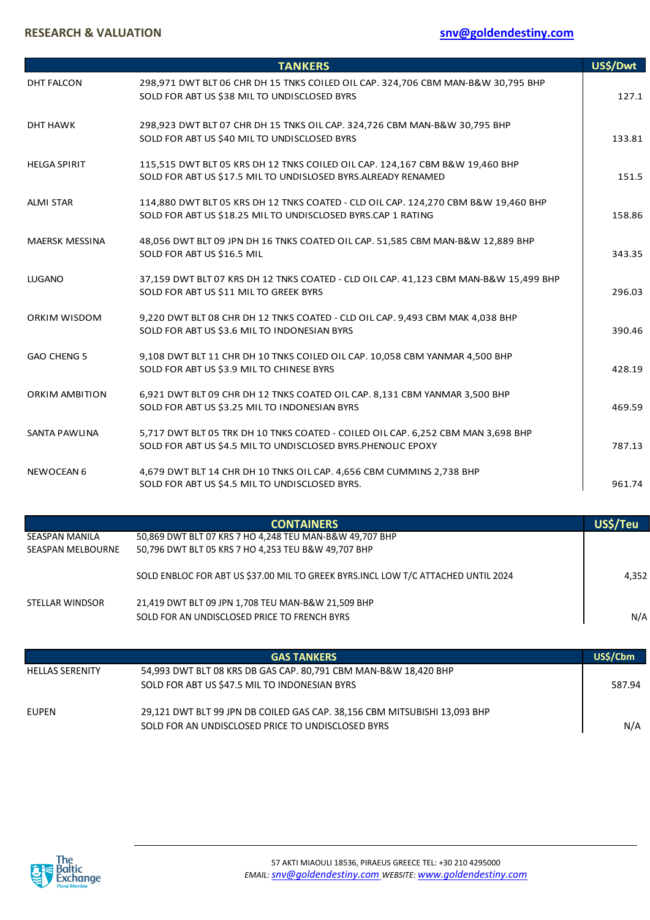**RESEARCH & VALUATION** snv@goldendestiny.com

| | TANKERS | US$/Dwt |
|---|---|---|
| DHT FALCON | 298,971 DWT BLT 06 CHR DH 15 TNKS COILED OIL CAP. 324,706 CBM MAN-B&W 30,795 BHP<br>SOLD FOR ABT US $38 MIL TO UNDISCLOSED BYRS | 127.1 |
| DHT HAWK | 298,923 DWT BLT 07 CHR DH 15 TNKS OIL CAP. 324,726 CBM MAN-B&W 30,795 BHP<br>SOLD FOR ABT US $40 MIL TO UNDISCLOSED BYRS | 133.81 |
| HELGA SPIRIT | 115,515 DWT BLT 05 KRS DH 12 TNKS COILED OIL CAP. 124,167 CBM B&W 19,460 BHP<br>SOLD FOR ABT US $17.5 MIL TO UNDISLOSED BYRS.ALREADY RENAMED | 151.5 |
| ALMI STAR | 114,880 DWT BLT 05 KRS DH 12 TNKS COATED - CLD OIL CAP. 124,270 CBM B&W 19,460 BHP<br>SOLD FOR ABT US $18.25 MIL TO UNDISCLOSED BYRS.CAP 1 RATING | 158.86 |
| MAERSK MESSINA | 48,056 DWT BLT 09 JPN DH 16 TNKS COATED OIL CAP. 51,585 CBM MAN-B&W 12,889 BHP<br>SOLD FOR ABT US $16.5 MIL | 343.35 |
| LUGANO | 37,159 DWT BLT 07 KRS DH 12 TNKS COATED - CLD OIL CAP. 41,123 CBM MAN-B&W 15,499 BHP<br>SOLD FOR ABT US $11 MIL TO GREEK BYRS | 296.03 |
| ORKIM WISDOM | 9,220 DWT BLT 08 CHR DH 12 TNKS COATED - CLD OIL CAP. 9,493 CBM MAK 4,038 BHP<br>SOLD FOR ABT US $3.6 MIL TO INDONESIAN BYRS | 390.46 |
| GAO CHENG 5 | 9,108 DWT BLT 11 CHR DH 10 TNKS COILED OIL CAP. 10,058 CBM YANMAR 4,500 BHP<br>SOLD FOR ABT US $3.9 MIL TO CHINESE BYRS | 428.19 |
| ORKIM AMBITION | 6,921 DWT BLT 09 CHR DH 12 TNKS COATED OIL CAP. 8,131 CBM YANMAR 3,500 BHP<br>SOLD FOR ABT US $3.25 MIL TO INDONESIAN BYRS | 469.59 |
| SANTA PAWLINA | 5,717 DWT BLT 05 TRK DH 10 TNKS COATED - COILED OIL CAP. 6,252 CBM MAN 3,698 BHP<br>SOLD FOR ABT US $4.5 MIL TO UNDISCLOSED BYRS.PHENOLIC EPOXY | 787.13 |
| NEWOCEAN 6 | 4,679 DWT BLT 14 CHR DH 10 TNKS OIL CAP. 4,656 CBM CUMMINS 2,738 BHP<br>SOLD FOR ABT US $4.5 MIL TO UNDISCLOSED BYRS. | 961.74 |

| | CONTAINERS | US$/Teu |
|---|---|---|
| SEASPAN MANILA | 50,869 DWT BLT 07 KRS 7 HO 4,248 TEU MAN-B&W 49,707 BHP | |
| SEASPAN MELBOURNE | 50,796 DWT BLT 05 KRS 7 HO 4,253 TEU B&W 49,707 BHP | |
| | SOLD ENBLOC FOR ABT US $37.00 MIL TO GREEK BYRS.INCL LOW T/C ATTACHED UNTIL 2024 | 4,352 |
| STELLAR WINDSOR | 21,419 DWT BLT 09 JPN 1,708 TEU MAN-B&W 21,509 BHP<br>SOLD FOR AN UNDISCLOSED PRICE TO FRENCH BYRS | N/A |

| | GAS TANKERS | US$/Cbm |
|---|---|---|
| HELLAS SERENITY | 54,993 DWT BLT 08 KRS DB GAS CAP. 80,791 CBM MAN-B&W 18,420 BHP<br>SOLD FOR ABT US $47.5 MIL TO INDONESIAN BYRS | 587.94 |
| EUPEN | 29,121 DWT BLT 99 JPN DB COILED GAS CAP. 38,156 CBM MITSUBISHI 13,093 BHP<br>SOLD FOR AN UNDISCLOSED PRICE TO UNDISCLOSED BYRS | N/A |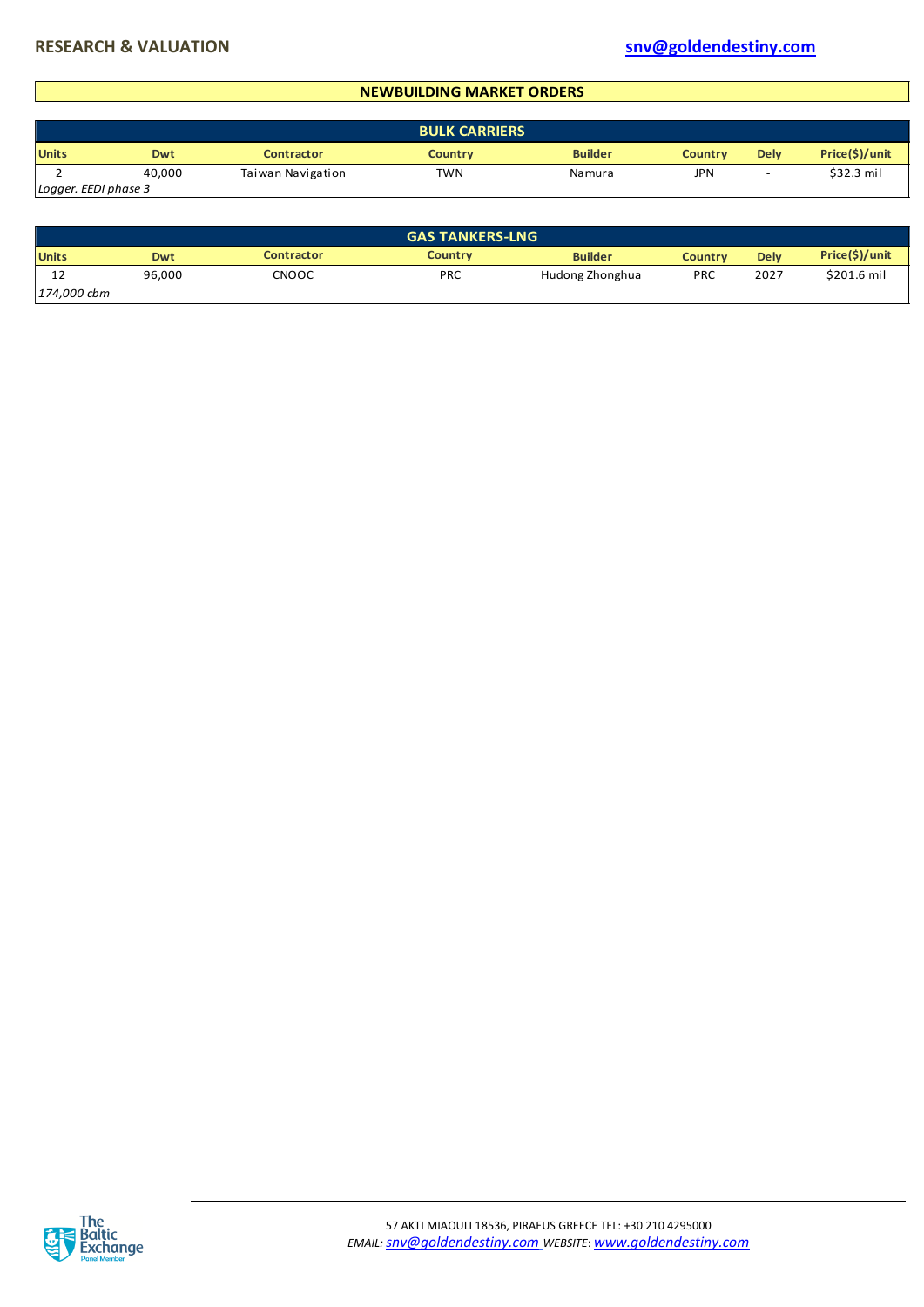## NEWBUILDING MARKET ORDERS

### BULK CARRIERS

| Units | Dwt | Contractor | Country | Builder | Country | Dely | Price($)/unit |
|---|---|---|---|---|---|---|---|
| 2 | 40,000 | Taiwan Navigation | TWN | Namura | JPN | - | $32.3 mil |
| *Logger. EEDI phase 3* | | | | | | | |

### GAS TANKERS-LNG

| Units | Dwt | Contractor | Country | Builder | Country | Dely | Price($)/unit |
|---|---|---|---|---|---|---|---|
| 12 | 96,000 | CNOOC | PRC | Hudong Zhonghua | PRC | 2027 | $201.6 mil |
| *174,000 cbm* | | | | | | | |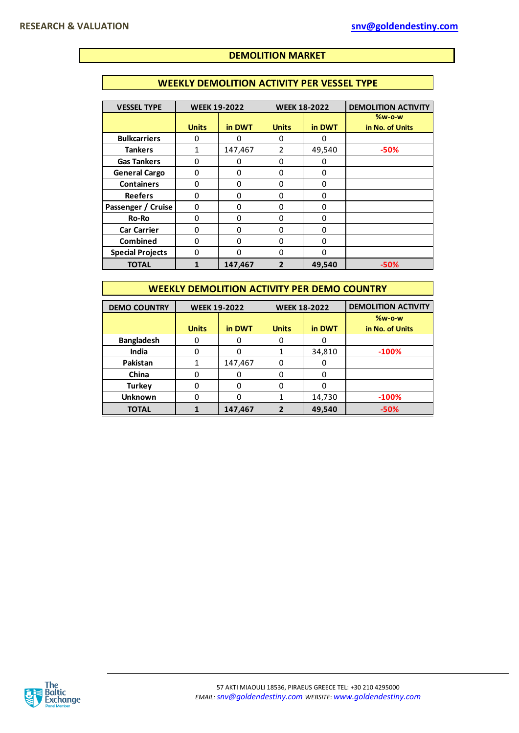# DEMOLITION MARKET

## WEEKLY DEMOLITION ACTIVITY PER VESSEL TYPE

| VESSEL TYPE | WEEK 19-2022 | | WEEK 18-2022 | | DEMOLITION ACTIVITY |
|---|---|---|---|---|---|
| | Units | in DWT | Units | in DWT | %w-o-w in No. of Units |
| Bulkcarriers | 0 | 0 | 0 | 0 | |
| Tankers | 1 | 147,467 | 2 | 49,540 | -50% |
| Gas Tankers | 0 | 0 | 0 | 0 | |
| General Cargo | 0 | 0 | 0 | 0 | |
| Containers | 0 | 0 | 0 | 0 | |
| Reefers | 0 | 0 | 0 | 0 | |
| Passenger / Cruise | 0 | 0 | 0 | 0 | |
| Ro-Ro | 0 | 0 | 0 | 0 | |
| Car Carrier | 0 | 0 | 0 | 0 | |
| Combined | 0 | 0 | 0 | 0 | |
| Special Projects | 0 | 0 | 0 | 0 | |
| **TOTAL** | **1** | **147,467** | **2** | **49,540** | **-50%** |

## WEEKLY DEMOLITION ACTIVITY PER DEMO COUNTRY

| DEMO COUNTRY | WEEK 19-2022 | | WEEK 18-2022 | | DEMOLITION ACTIVITY |
|---|---|---|---|---|---|
| | Units | in DWT | Units | in DWT | %w-o-w in No. of Units |
| Bangladesh | 0 | 0 | 0 | 0 | |
| India | 0 | 0 | 1 | 34,810 | -100% |
| Pakistan | 1 | 147,467 | 0 | 0 | |
| China | 0 | 0 | 0 | 0 | |
| Turkey | 0 | 0 | 0 | 0 | |
| Unknown | 0 | 0 | 1 | 14,730 | -100% |
| **TOTAL** | **1** | **147,467** | **2** | **49,540** | **-50%** |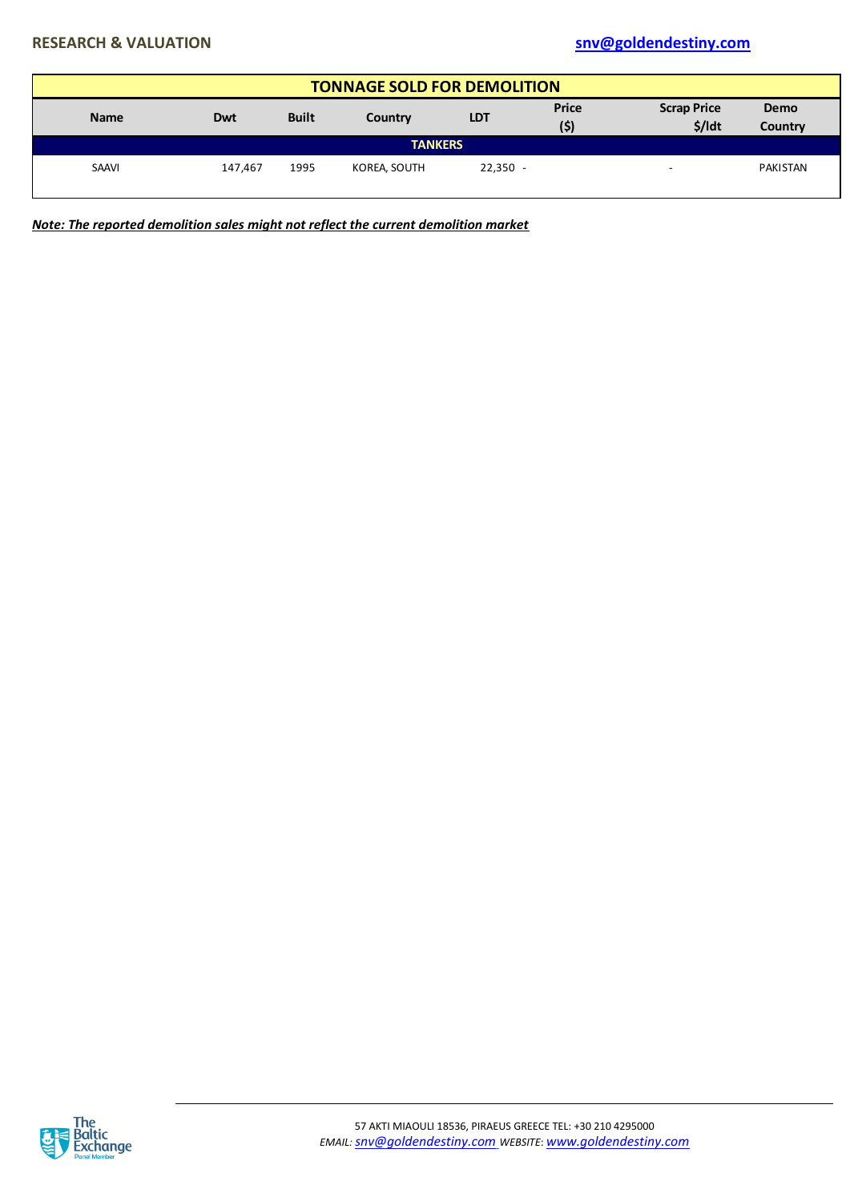## TONNAGE SOLD FOR DEMOLITION

| Name | Dwt | Built | Country | LDT | Price ($) | Scrap Price $/ldt | Demo Country |
|---|---|---|---|---|---|---|---|
| **TANKERS** | | | | | | | |
| SAAVI | 147,467 | 1995 | KOREA, SOUTH | 22,350 | - | - | PAKISTAN |

***Note: The reported demolition sales might not reflect the current demolition market***

57 AKTI MIAOULI 18536, PIRAEUS GREECE TEL: +30 210 4295000
*EMAIL: snv@goldendestiny.com WEBSITE: www.goldendestiny.com*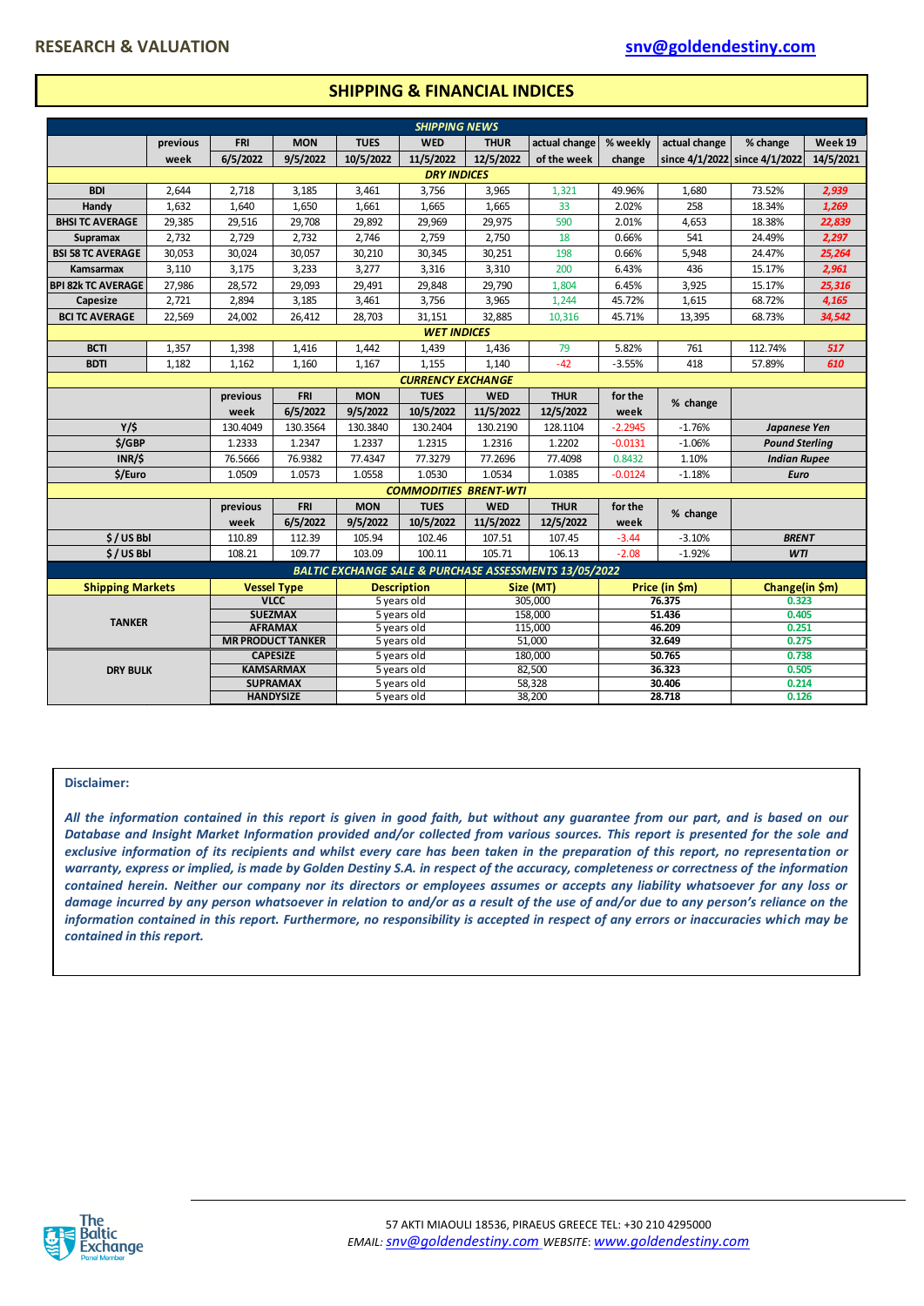RESEARCH & VALUATION

snv@goldendestiny.com

## SHIPPING & FINANCIAL INDICES

| SHIPPING NEWS | | | | | | | | | | | |
|---|---|---|---|---|---|---|---|---|---|---|---|
| | previous week | FRI 6/5/2022 | MON 9/5/2022 | TUES 10/5/2022 | WED 11/5/2022 | THUR 12/5/2022 | actual change of the week | % weekly change | actual change since 4/1/2022 | % change since 4/1/2022 | Week 19 14/5/2021 |
| **DRY INDICES** | | | | | | | | | | | |
| BDI | 2,644 | 2,718 | 3,185 | 3,461 | 3,756 | 3,965 | 1,321 | 49.96% | 1,680 | 73.52% | 2,939 |
| Handy | 1,632 | 1,640 | 1,650 | 1,661 | 1,665 | 1,665 | 33 | 2.02% | 258 | 18.34% | 1,269 |
| BHSI TC AVERAGE | 29,385 | 29,516 | 29,708 | 29,892 | 29,969 | 29,975 | 590 | 2.01% | 4,653 | 18.38% | 22,839 |
| Supramax | 2,732 | 2,729 | 2,732 | 2,746 | 2,759 | 2,750 | 18 | 0.66% | 541 | 24.49% | 2,297 |
| BSI 58 TC AVERAGE | 30,053 | 30,024 | 30,057 | 30,210 | 30,345 | 30,251 | 198 | 0.66% | 5,948 | 24.47% | 25,264 |
| Kamsarmax | 3,110 | 3,175 | 3,233 | 3,277 | 3,316 | 3,310 | 200 | 6.43% | 436 | 15.17% | 2,961 |
| BPI 82k TC AVERAGE | 27,986 | 28,572 | 29,093 | 29,491 | 29,848 | 29,790 | 1,804 | 6.45% | 3,925 | 15.17% | 25,316 |
| Capesize | 2,721 | 2,894 | 3,185 | 3,461 | 3,756 | 3,965 | 1,244 | 45.72% | 1,615 | 68.72% | 4,165 |
| BCI TC AVERAGE | 22,569 | 24,002 | 26,412 | 28,703 | 31,151 | 32,885 | 10,316 | 45.71% | 13,395 | 68.73% | 34,542 |
| **WET INDICES** | | | | | | | | | | | |
| BCTI | 1,357 | 1,398 | 1,416 | 1,442 | 1,439 | 1,436 | 79 | 5.82% | 761 | 112.74% | 517 |
| BDTI | 1,182 | 1,162 | 1,160 | 1,167 | 1,155 | 1,140 | -42 | -3.55% | 418 | 57.89% | 610 |

| CURRENCY EXCHANGE | previous week | FRI 6/5/2022 | MON 9/5/2022 | TUES 10/5/2022 | WED 11/5/2022 | THUR 12/5/2022 | for the week | % change | |
|---|---|---|---|---|---|---|---|---|---|
| Y/$ | 130.4049 | 130.3564 | 130.3840 | 130.2404 | 130.2190 | 128.1104 | -2.2945 | -1.76% | *Japanese Yen* |
| $/GBP | 1.2333 | 1.2347 | 1.2337 | 1.2315 | 1.2316 | 1.2202 | -0.0131 | -1.06% | *Pound Sterling* |
| INR/$ | 76.5666 | 76.9382 | 77.4347 | 77.3279 | 77.2696 | 77.4098 | 0.8432 | 1.10% | *Indian Rupee* |
| $/Euro | 1.0509 | 1.0573 | 1.0558 | 1.0530 | 1.0534 | 1.0385 | -0.0124 | -1.18% | *Euro* |

| COMMODITIES BRENT-WTI | previous week | FRI 6/5/2022 | MON 9/5/2022 | TUES 10/5/2022 | WED 11/5/2022 | THUR 12/5/2022 | for the week | % change | |
|---|---|---|---|---|---|---|---|---|---|
| $ / US Bbl | 110.89 | 112.39 | 105.94 | 102.46 | 107.51 | 107.45 | -3.44 | -3.10% | *BRENT* |
| $ / US Bbl | 108.21 | 109.77 | 103.09 | 100.11 | 105.71 | 106.13 | -2.08 | -1.92% | *WTI* |

**BALTIC EXCHANGE SALE & PURCHASE ASSESSMENTS 13/05/2022**

| Shipping Markets | Vessel Type | Description | Size (MT) | Price (in $m) | Change(in $m) |
|---|---|---|---|---|---|
| TANKER | VLCC | 5 years old | 305,000 | 76.375 | 0.323 |
| | SUEZMAX | 5 years old | 158,000 | 51.436 | 0.405 |
| | AFRAMAX | 5 years old | 115,000 | 46.209 | 0.251 |
| | MR PRODUCT TANKER | 5 years old | 51,000 | 32.649 | 0.275 |
| DRY BULK | CAPESIZE | 5 years old | 180,000 | 50.765 | 0.738 |
| | KAMSARMAX | 5 years old | 82,500 | 36.323 | 0.505 |
| | SUPRAMAX | 5 years old | 58,328 | 30.406 | 0.214 |
| | HANDYSIZE | 5 years old | 38,200 | 28.718 | 0.126 |

**Disclaimer:**

*All the information contained in this report is given in good faith, but without any guarantee from our part, and is based on our Database and Insight Market Information provided and/or collected from various sources. This report is presented for the sole and exclusive information of its recipients and whilst every care has been taken in the preparation of this report, no representation or warranty, express or implied, is made by Golden Destiny S.A. in respect of the accuracy, completeness or correctness of the information contained herein. Neither our company nor its directors or employees assumes or accepts any liability whatsoever for any loss or damage incurred by any person whatsoever in relation to and/or as a result of the use of and/or due to any person's reliance on the information contained in this report. Furthermore, no responsibility is accepted in respect of any errors or inaccuracies which may be contained in this report.*

The Baltic Exchange Panel Member

57 AKTI MIAOULI 18536, PIRAEUS GREECE TEL: +30 210 4295000
*EMAIL: snv@goldendestiny.com WEBSITE: www.goldendestiny.com*